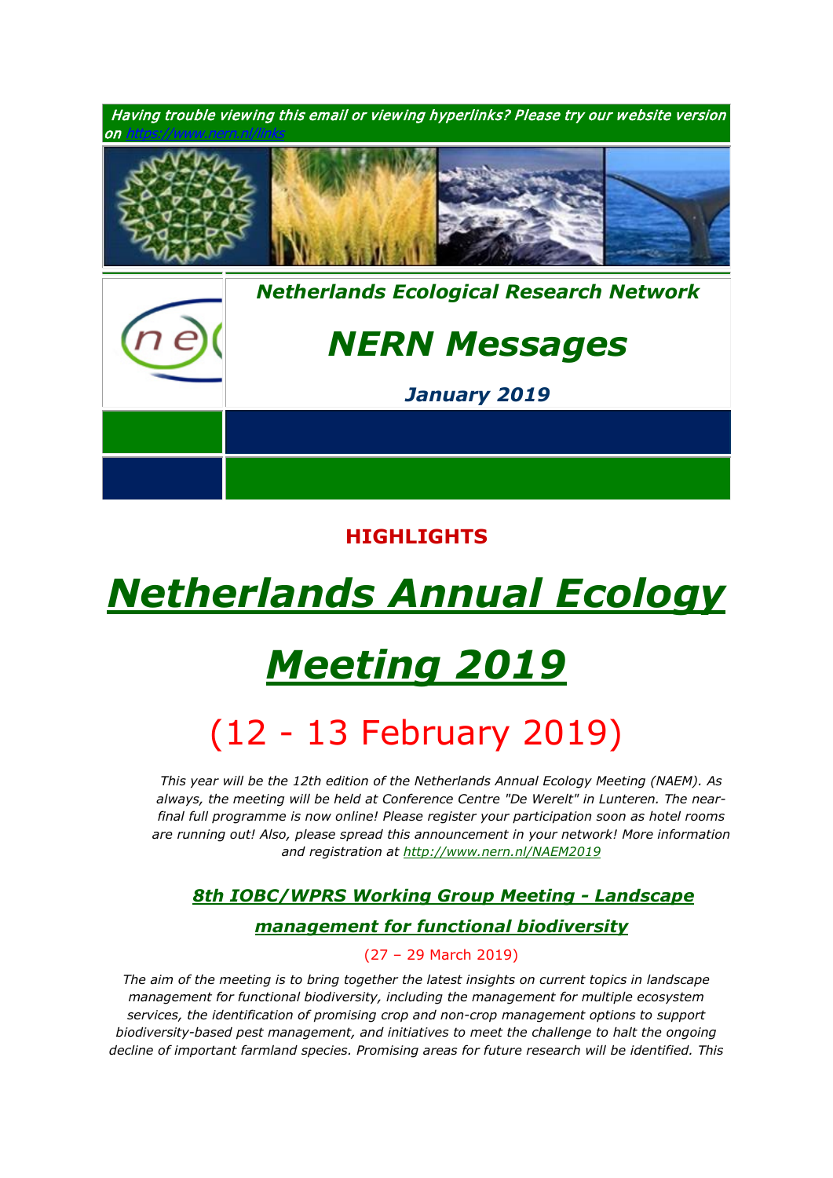*Having trouble viewing this email or viewing hyperlinks? Please try our website version on https://www.nern.nl/links*

***Netherlands Ecological Research Network***

# *NERN Messages*

***January 2019***

**HIGHLIGHTS**

# *Netherlands Annual Ecology Meeting 2019*

## (12 - 13 February 2019)

*This year will be the 12th edition of the Netherlands Annual Ecology Meeting (NAEM). As always, the meeting will be held at Conference Centre "De Werelt" in Lunteren. The near-final full programme is now online! Please register your participation soon as hotel rooms are running out! Also, please spread this announcement in your network! More information and registration at http://www.nern.nl/NAEM2019*

### *8th IOBC/WPRS Working Group Meeting - Landscape management for functional biodiversity*

(27 – 29 March 2019)

*The aim of the meeting is to bring together the latest insights on current topics in landscape management for functional biodiversity, including the management for multiple ecosystem services, the identification of promising crop and non-crop management options to support biodiversity-based pest management, and initiatives to meet the challenge to halt the ongoing decline of important farmland species. Promising areas for future research will be identified. This*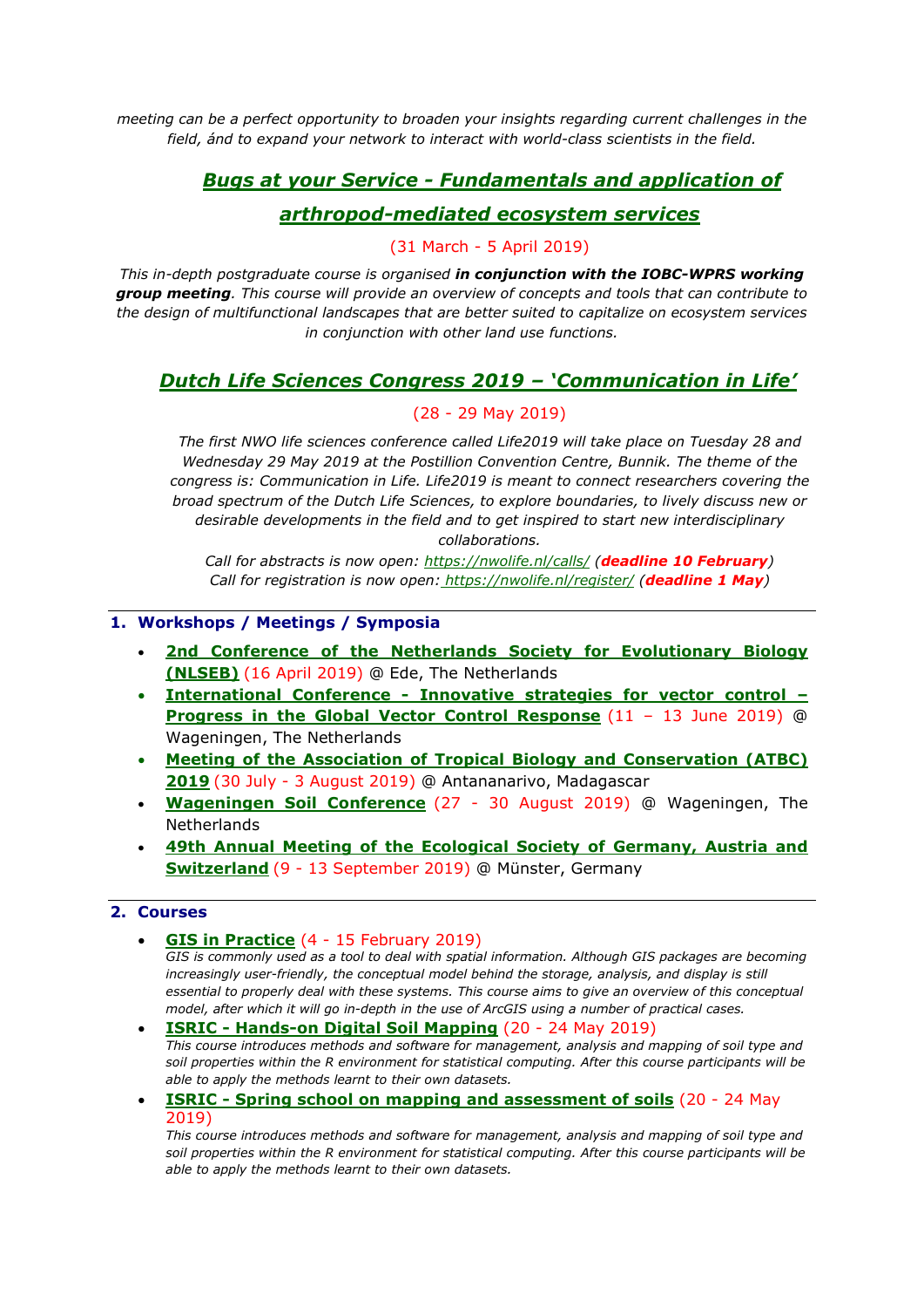*meeting can be a perfect opportunity to broaden your insights regarding current challenges in the field, ánd to expand your network to interact with world-class scientists in the field.*

## Bugs at your Service - Fundamentals and application of arthropod-mediated ecosystem services

(31 March - 5 April 2019)

*This in-depth postgraduate course is organised* ***in conjunction with the IOBC-WPRS working group meeting****. This course will provide an overview of concepts and tools that can contribute to the design of multifunctional landscapes that are better suited to capitalize on ecosystem services in conjunction with other land use functions.*

## Dutch Life Sciences Congress 2019 – 'Communication in Life'

(28 - 29 May 2019)

*The first NWO life sciences conference called Life2019 will take place on Tuesday 28 and Wednesday 29 May 2019 at the Postillion Convention Centre, Bunnik. The theme of the congress is: Communication in Life. Life2019 is meant to connect researchers covering the broad spectrum of the Dutch Life Sciences, to explore boundaries, to lively discuss new or desirable developments in the field and to get inspired to start new interdisciplinary collaborations.*

*Call for abstracts is now open: https://nwolife.nl/calls/ (**deadline 10 February**)*
*Call for registration is now open: https://nwolife.nl/register/ (**deadline 1 May**)*

---

## 1. Workshops / Meetings / Symposia

- **2nd Conference of the Netherlands Society for Evolutionary Biology (NLSEB)** (16 April 2019) @ Ede, The Netherlands
- **International Conference - Innovative strategies for vector control – Progress in the Global Vector Control Response** (11 – 13 June 2019) @ Wageningen, The Netherlands
- **Meeting of the Association of Tropical Biology and Conservation (ATBC) 2019** (30 July - 3 August 2019) @ Antananarivo, Madagascar
- **Wageningen Soil Conference** (27 - 30 August 2019) @ Wageningen, The Netherlands
- **49th Annual Meeting of the Ecological Society of Germany, Austria and Switzerland** (9 - 13 September 2019) @ Münster, Germany

---

## 2. Courses

- **GIS in Practice** (4 - 15 February 2019)
  *GIS is commonly used as a tool to deal with spatial information. Although GIS packages are becoming increasingly user-friendly, the conceptual model behind the storage, analysis, and display is still essential to properly deal with these systems. This course aims to give an overview of this conceptual model, after which it will go in-depth in the use of ArcGIS using a number of practical cases.*
- **ISRIC - Hands-on Digital Soil Mapping** (20 - 24 May 2019)
  *This course introduces methods and software for management, analysis and mapping of soil type and soil properties within the R environment for statistical computing. After this course participants will be able to apply the methods learnt to their own datasets.*
- **ISRIC - Spring school on mapping and assessment of soils** (20 - 24 May 2019)
  *This course introduces methods and software for management, analysis and mapping of soil type and soil properties within the R environment for statistical computing. After this course participants will be able to apply the methods learnt to their own datasets.*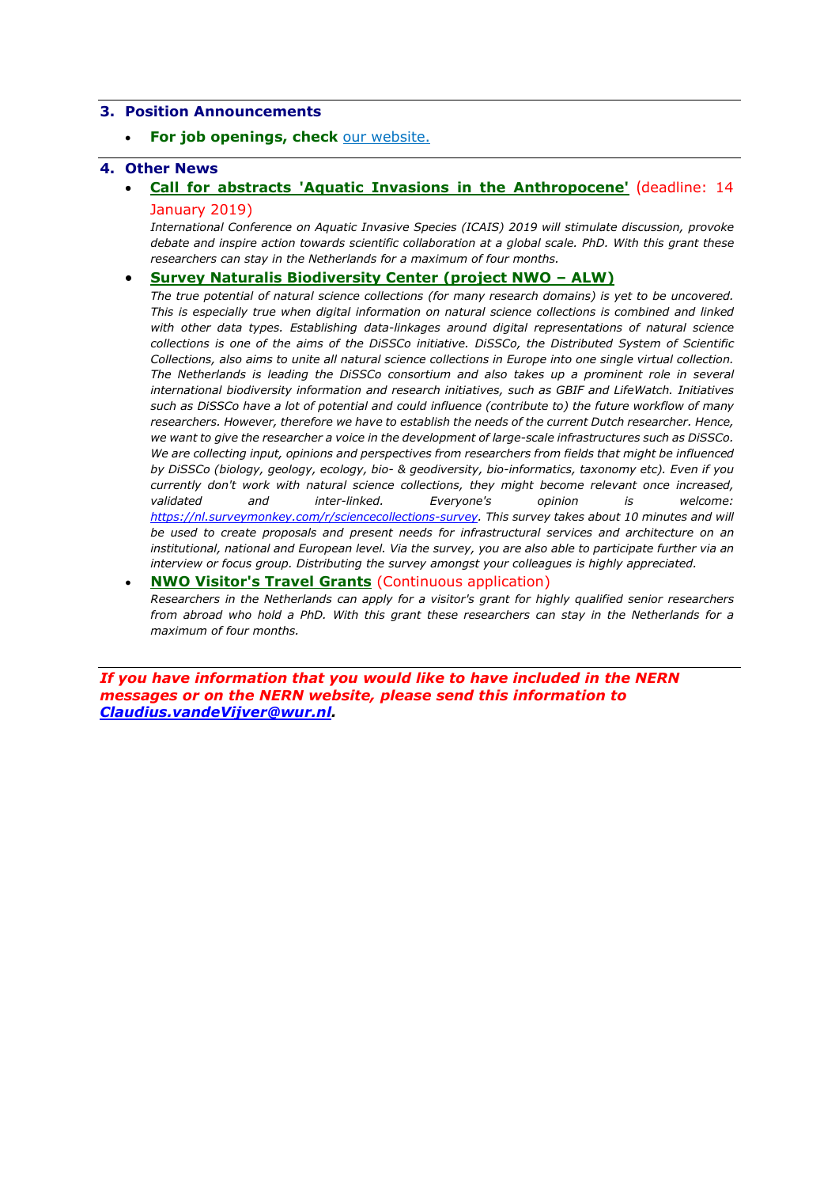## 3. Position Announcements

- **For job openings, check** our website.

## 4. Other News

- **Call for abstracts 'Aquatic Invasions in the Anthropocene'** (deadline: 14 January 2019)

  *International Conference on Aquatic Invasive Species (ICAIS) 2019 will stimulate discussion, provoke debate and inspire action towards scientific collaboration at a global scale. PhD. With this grant these researchers can stay in the Netherlands for a maximum of four months.*

- **Survey Naturalis Biodiversity Center (project NWO – ALW)**

  *The true potential of natural science collections (for many research domains) is yet to be uncovered. This is especially true when digital information on natural science collections is combined and linked with other data types. Establishing data-linkages around digital representations of natural science collections is one of the aims of the DiSSCo initiative. DiSSCo, the Distributed System of Scientific Collections, also aims to unite all natural science collections in Europe into one single virtual collection. The Netherlands is leading the DiSSCo consortium and also takes up a prominent role in several international biodiversity information and research initiatives, such as GBIF and LifeWatch. Initiatives such as DiSSCo have a lot of potential and could influence (contribute to) the future workflow of many researchers. However, therefore we have to establish the needs of the current Dutch researcher. Hence, we want to give the researcher a voice in the development of large-scale infrastructures such as DiSSCo. We are collecting input, opinions and perspectives from researchers from fields that might be influenced by DiSSCo (biology, geology, ecology, bio- & geodiversity, bio-informatics, taxonomy etc). Even if you currently don't work with natural science collections, they might become relevant once increased, validated and inter-linked. Everyone's opinion is welcome: https://nl.surveymonkey.com/r/sciencecollections-survey. This survey takes about 10 minutes and will be used to create proposals and present needs for infrastructural services and architecture on an institutional, national and European level. Via the survey, you are also able to participate further via an interview or focus group. Distributing the survey amongst your colleagues is highly appreciated.*

- **NWO Visitor's Travel Grants** (Continuous application)

  *Researchers in the Netherlands can apply for a visitor's grant for highly qualified senior researchers from abroad who hold a PhD. With this grant these researchers can stay in the Netherlands for a maximum of four months.*

***If you have information that you would like to have included in the NERN messages or on the NERN website, please send this information to Claudius.vandeVijver@wur.nl.***